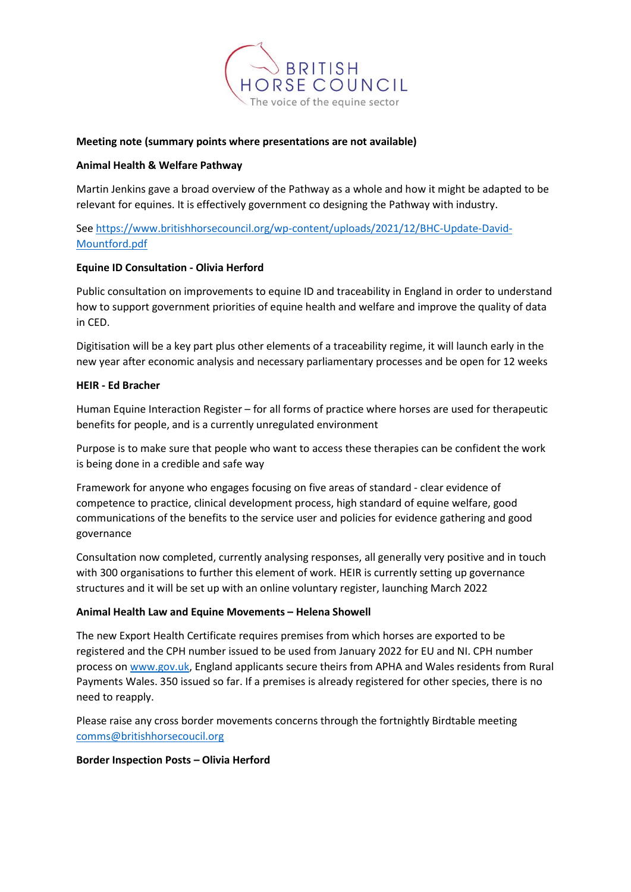BRITISH HORSE COUNCIL

The voice of the equine sector

**Meeting note (summary points where presentations are not available)**

**Animal Health & Welfare Pathway**

Martin Jenkins gave a broad overview of the Pathway as a whole and how it might be adapted to be relevant for equines. It is effectively government co designing the Pathway with industry.

See [https://www.britishhorsecouncil.org/wp-content/uploads/2021/12/BHC-Update-David-Mountford.pdf](https://www.britishhorsecouncil.org/wp-content/uploads/2021/12/BHC-Update-David-Mountford.pdf)

**Equine ID Consultation - Olivia Herford**

Public consultation on improvements to equine ID and traceability in England in order to understand how to support government priorities of equine health and welfare and improve the quality of data in CED.

Digitisation will be a key part plus other elements of a traceability regime, it will launch early in the new year after economic analysis and necessary parliamentary processes and be open for 12 weeks

**HEIR - Ed Bracher**

Human Equine Interaction Register – for all forms of practice where horses are used for therapeutic benefits for people, and is a currently unregulated environment

Purpose is to make sure that people who want to access these therapies can be confident the work is being done in a credible and safe way

Framework for anyone who engages focusing on five areas of standard - clear evidence of competence to practice, clinical development process, high standard of equine welfare, good communications of the benefits to the service user and policies for evidence gathering and good governance

Consultation now completed, currently analysing responses, all generally very positive and in touch with 300 organisations to further this element of work. HEIR is currently setting up governance structures and it will be set up with an online voluntary register, launching March 2022

**Animal Health Law and Equine Movements – Helena Showell**

The new Export Health Certificate requires premises from which horses are exported to be registered and the CPH number issued to be used from January 2022 for EU and NI. CPH number process on [www.gov.uk](http://www.gov.uk), England applicants secure theirs from APHA and Wales residents from Rural Payments Wales. 350 issued so far. If a premises is already registered for other species, there is no need to reapply.

Please raise any cross border movements concerns through the fortnightly Birdtable meeting [comms@britishhorsecoucil.org](mailto:comms@britishhorsecoucil.org)

**Border Inspection Posts – Olivia Herford**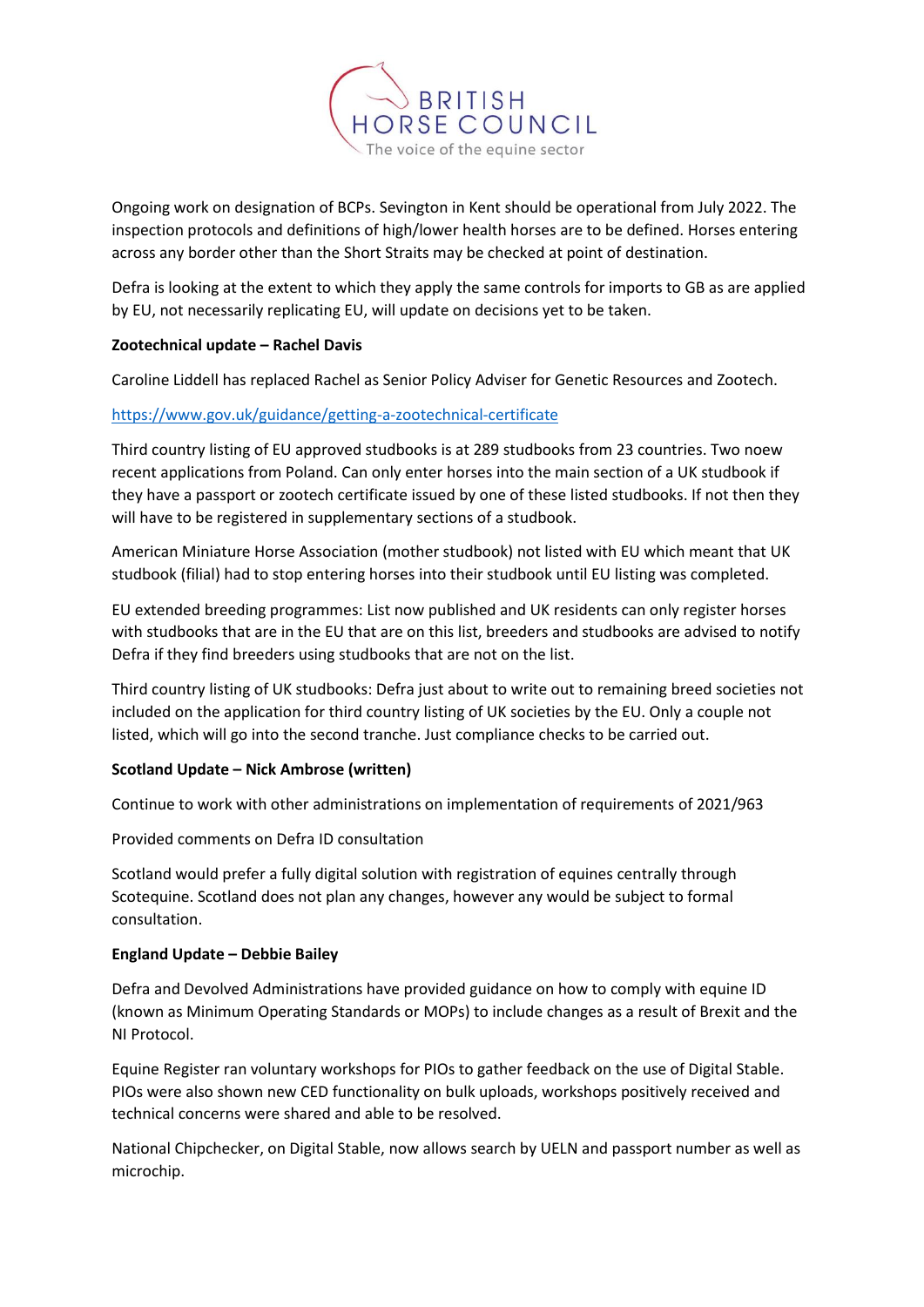Ongoing work on designation of BCPs. Sevington in Kent should be operational from July 2022. The inspection protocols and definitions of high/lower health horses are to be defined. Horses entering across any border other than the Short Straits may be checked at point of destination.

Defra is looking at the extent to which they apply the same controls for imports to GB as are applied by EU, not necessarily replicating EU, will update on decisions yet to be taken.

**Zootechnical update – Rachel Davis**

Caroline Liddell has replaced Rachel as Senior Policy Adviser for Genetic Resources and Zootech.

https://www.gov.uk/guidance/getting-a-zootechnical-certificate

Third country listing of EU approved studbooks is at 289 studbooks from 23 countries. Two noew recent applications from Poland. Can only enter horses into the main section of a UK studbook if they have a passport or zootech certificate issued by one of these listed studbooks. If not then they will have to be registered in supplementary sections of a studbook.

American Miniature Horse Association (mother studbook) not listed with EU which meant that UK studbook (filial) had to stop entering horses into their studbook until EU listing was completed.

EU extended breeding programmes: List now published and UK residents can only register horses with studbooks that are in the EU that are on this list, breeders and studbooks are advised to notify Defra if they find breeders using studbooks that are not on the list.

Third country listing of UK studbooks: Defra just about to write out to remaining breed societies not included on the application for third country listing of UK societies by the EU. Only a couple not listed, which will go into the second tranche. Just compliance checks to be carried out.

**Scotland Update – Nick Ambrose (written)**

Continue to work with other administrations on implementation of requirements of 2021/963

Provided comments on Defra ID consultation

Scotland would prefer a fully digital solution with registration of equines centrally through Scotequine. Scotland does not plan any changes, however any would be subject to formal consultation.

**England Update – Debbie Bailey**

Defra and Devolved Administrations have provided guidance on how to comply with equine ID (known as Minimum Operating Standards or MOPs) to include changes as a result of Brexit and the NI Protocol.

Equine Register ran voluntary workshops for PIOs to gather feedback on the use of Digital Stable. PIOs were also shown new CED functionality on bulk uploads, workshops positively received and technical concerns were shared and able to be resolved.

National Chipchecker, on Digital Stable, now allows search by UELN and passport number as well as microchip.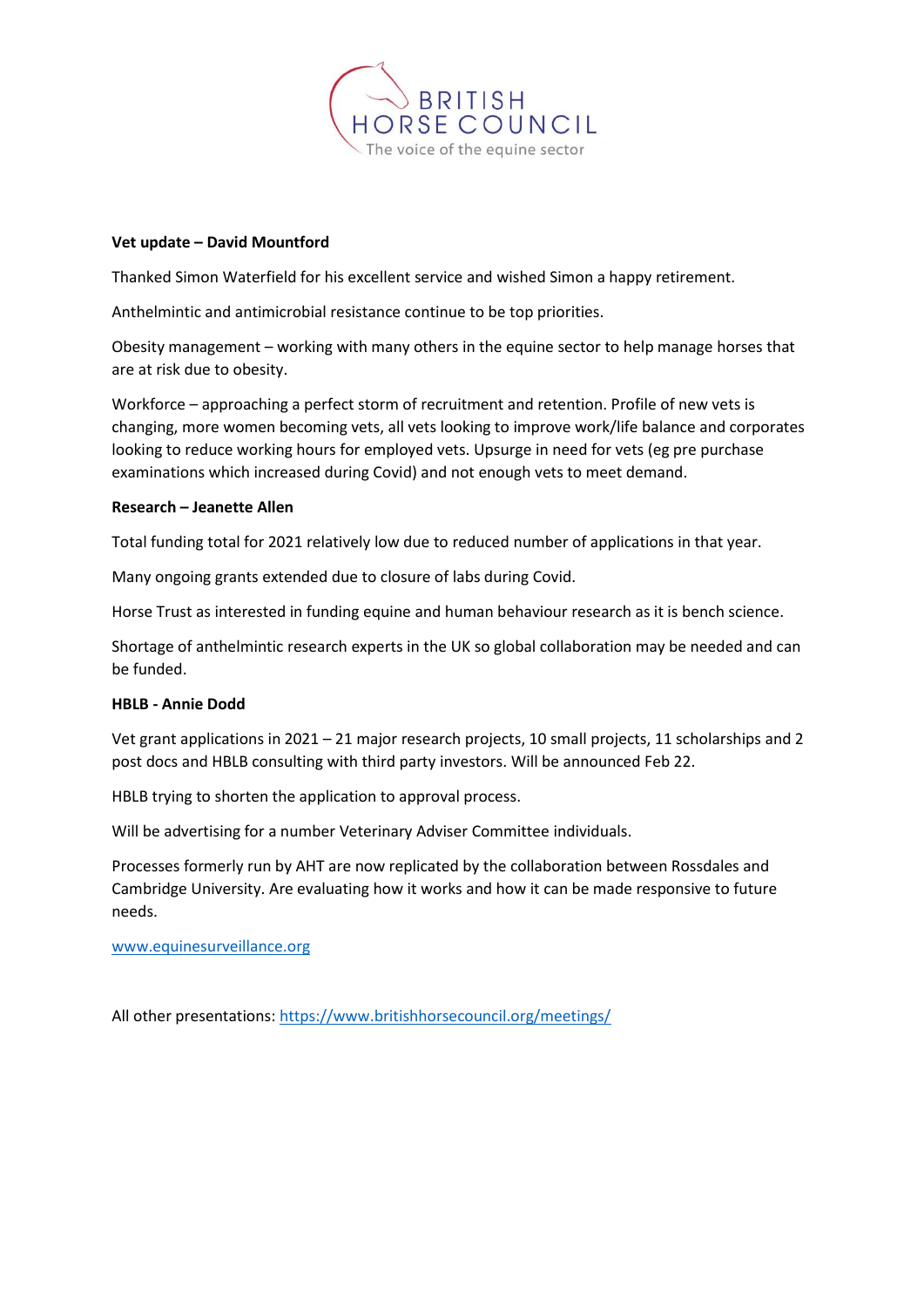**Vet update – David Mountford**

Thanked Simon Waterfield for his excellent service and wished Simon a happy retirement.

Anthelmintic and antimicrobial resistance continue to be top priorities.

Obesity management – working with many others in the equine sector to help manage horses that are at risk due to obesity.

Workforce – approaching a perfect storm of recruitment and retention. Profile of new vets is changing, more women becoming vets, all vets looking to improve work/life balance and corporates looking to reduce working hours for employed vets. Upsurge in need for vets (eg pre purchase examinations which increased during Covid) and not enough vets to meet demand.

**Research – Jeanette Allen**

Total funding total for 2021 relatively low due to reduced number of applications in that year.

Many ongoing grants extended due to closure of labs during Covid.

Horse Trust as interested in funding equine and human behaviour research as it is bench science.

Shortage of anthelmintic research experts in the UK so global collaboration may be needed and can be funded.

**HBLB - Annie Dodd**

Vet grant applications in 2021 – 21 major research projects, 10 small projects, 11 scholarships and 2 post docs and HBLB consulting with third party investors. Will be announced Feb 22.

HBLB trying to shorten the application to approval process.

Will be advertising for a number Veterinary Adviser Committee individuals.

Processes formerly run by AHT are now replicated by the collaboration between Rossdales and Cambridge University. Are evaluating how it works and how it can be made responsive to future needs.

[www.equinesurveillance.org](http://www.equinesurveillance.org)

All other presentations: [https://www.britishhorsecouncil.org/meetings/](https://www.britishhorsecouncil.org/meetings/)